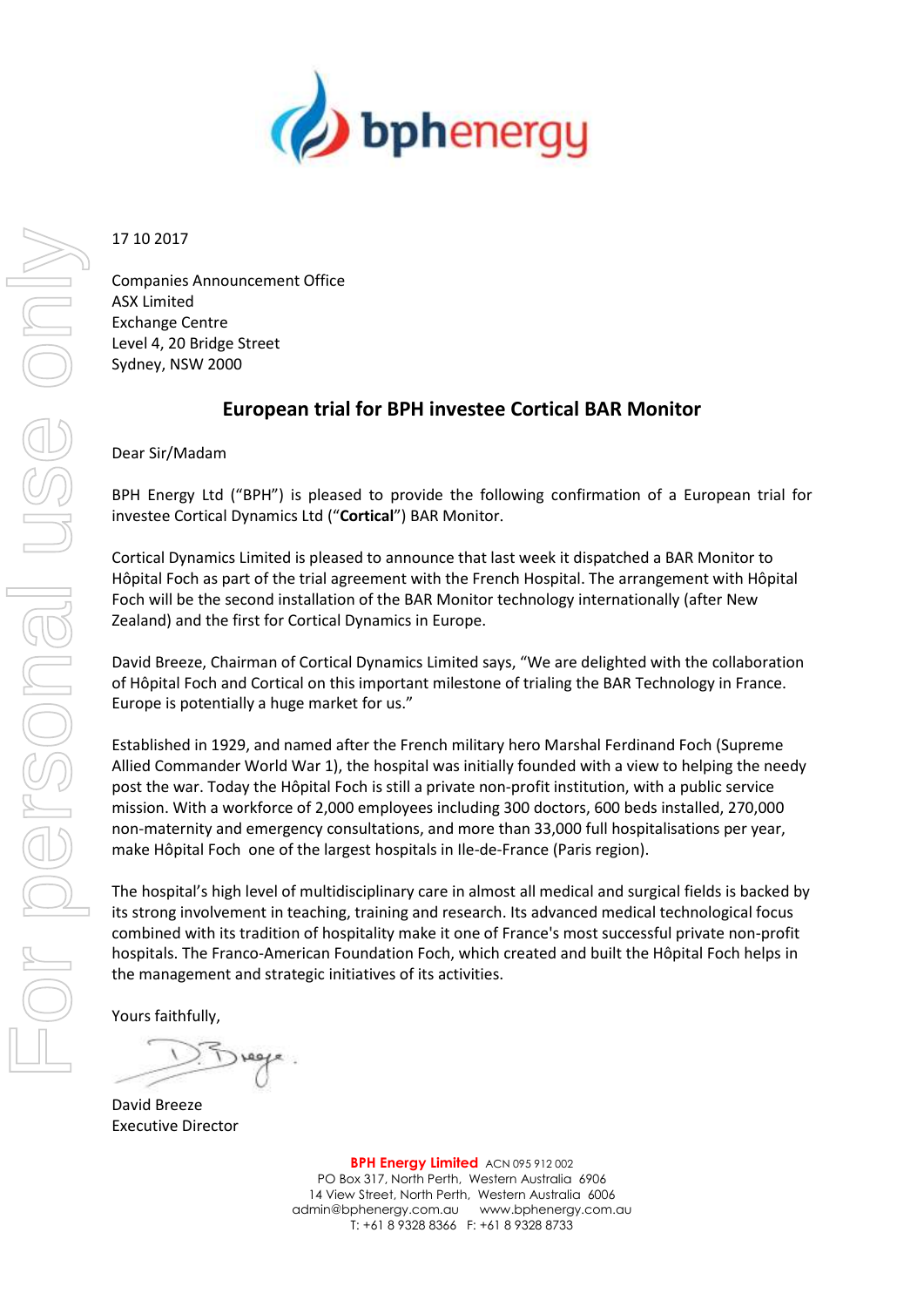bphenergy

17 10 2017

Companies Announcement Office
ASX Limited
Exchange Centre
Level 4, 20 Bridge Street
Sydney, NSW 2000

## European trial for BPH investee Cortical BAR Monitor

Dear Sir/Madam

BPH Energy Ltd ("BPH") is pleased to provide the following confirmation of a European trial for investee Cortical Dynamics Ltd ("**Cortical**") BAR Monitor.

Cortical Dynamics Limited is pleased to announce that last week it dispatched a BAR Monitor to Hôpital Foch as part of the trial agreement with the French Hospital. The arrangement with Hôpital Foch will be the second installation of the BAR Monitor technology internationally (after New Zealand) and the first for Cortical Dynamics in Europe.

David Breeze, Chairman of Cortical Dynamics Limited says, "We are delighted with the collaboration of Hôpital Foch and Cortical on this important milestone of trialing the BAR Technology in France. Europe is potentially a huge market for us."

Established in 1929, and named after the French military hero Marshal Ferdinand Foch (Supreme Allied Commander World War 1), the hospital was initially founded with a view to helping the needy post the war. Today the Hôpital Foch is still a private non-profit institution, with a public service mission. With a workforce of 2,000 employees including 300 doctors, 600 beds installed, 270,000 non-maternity and emergency consultations, and more than 33,000 full hospitalisations per year, make Hôpital Foch one of the largest hospitals in Ile-de-France (Paris region).

The hospital's high level of multidisciplinary care in almost all medical and surgical fields is backed by its strong involvement in teaching, training and research. Its advanced medical technological focus combined with its tradition of hospitality make it one of France's most successful private non-profit hospitals. The Franco-American Foundation Foch, which created and built the Hôpital Foch helps in the management and strategic initiatives of its activities.

Yours faithfully,

David Breeze
Executive Director

**BPH Energy Limited** ACN 095 912 002
PO Box 317, North Perth, Western Australia 6906
14 View Street, North Perth, Western Australia 6006
admin@bphenergy.com.au www.bphenergy.com.au
T: +61 8 9328 8366 F: +61 8 9328 8733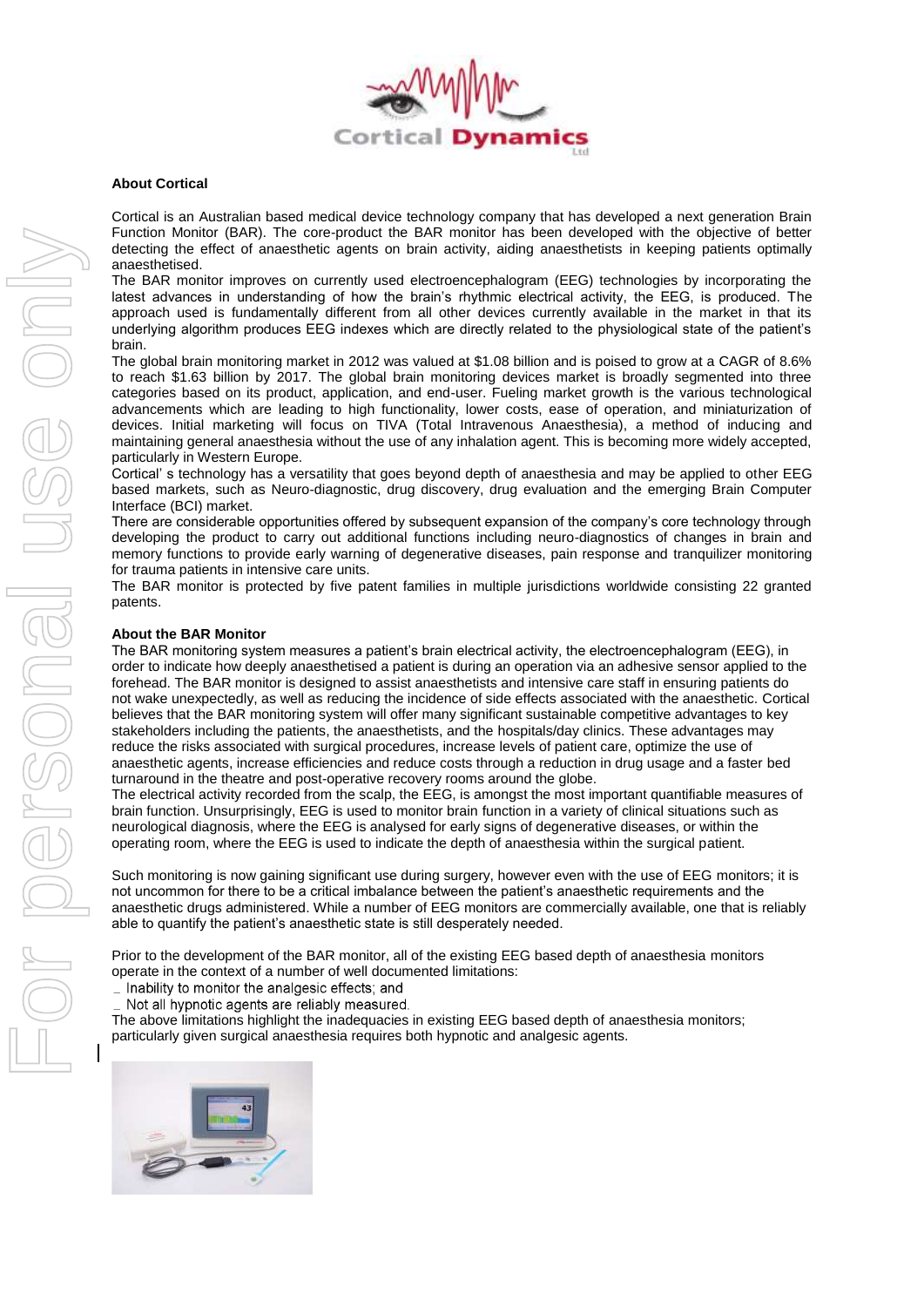## About Cortical

Cortical is an Australian based medical device technology company that has developed a next generation Brain Function Monitor (BAR). The core-product the BAR monitor has been developed with the objective of better detecting the effect of anaesthetic agents on brain activity, aiding anaesthetists in keeping patients optimally anaesthetised.

The BAR monitor improves on currently used electroencephalogram (EEG) technologies by incorporating the latest advances in understanding of how the brain's rhythmic electrical activity, the EEG, is produced. The approach used is fundamentally different from all other devices currently available in the market in that its underlying algorithm produces EEG indexes which are directly related to the physiological state of the patient's brain.

The global brain monitoring market in 2012 was valued at $1.08 billion and is poised to grow at a CAGR of 8.6% to reach $1.63 billion by 2017. The global brain monitoring devices market is broadly segmented into three categories based on its product, application, and end-user. Fueling market growth is the various technological advancements which are leading to high functionality, lower costs, ease of operation, and miniaturization of devices. Initial marketing will focus on TIVA (Total Intravenous Anaesthesia), a method of inducing and maintaining general anaesthesia without the use of any inhalation agent. This is becoming more widely accepted, particularly in Western Europe.

Cortical' s technology has a versatility that goes beyond depth of anaesthesia and may be applied to other EEG based markets, such as Neuro-diagnostic, drug discovery, drug evaluation and the emerging Brain Computer Interface (BCI) market.

There are considerable opportunities offered by subsequent expansion of the company's core technology through developing the product to carry out additional functions including neuro-diagnostics of changes in brain and memory functions to provide early warning of degenerative diseases, pain response and tranquilizer monitoring for trauma patients in intensive care units.

The BAR monitor is protected by five patent families in multiple jurisdictions worldwide consisting 22 granted patents.

## About the BAR Monitor

The BAR monitoring system measures a patient's brain electrical activity, the electroencephalogram (EEG), in order to indicate how deeply anaesthetised a patient is during an operation via an adhesive sensor applied to the forehead. The BAR monitor is designed to assist anaesthetists and intensive care staff in ensuring patients do not wake unexpectedly, as well as reducing the incidence of side effects associated with the anaesthetic. Cortical believes that the BAR monitoring system will offer many significant sustainable competitive advantages to key stakeholders including the patients, the anaesthetists, and the hospitals/day clinics. These advantages may reduce the risks associated with surgical procedures, increase levels of patient care, optimize the use of anaesthetic agents, increase efficiencies and reduce costs through a reduction in drug usage and a faster bed turnaround in the theatre and post-operative recovery rooms around the globe.

The electrical activity recorded from the scalp, the EEG, is amongst the most important quantifiable measures of brain function. Unsurprisingly, EEG is used to monitor brain function in a variety of clinical situations such as neurological diagnosis, where the EEG is analysed for early signs of degenerative diseases, or within the operating room, where the EEG is used to indicate the depth of anaesthesia within the surgical patient.

Such monitoring is now gaining significant use during surgery, however even with the use of EEG monitors; it is not uncommon for there to be a critical imbalance between the patient's anaesthetic requirements and the anaesthetic drugs administered. While a number of EEG monitors are commercially available, one that is reliably able to quantify the patient's anaesthetic state is still desperately needed.

Prior to the development of the BAR monitor, all of the existing EEG based depth of anaesthesia monitors operate in the context of a number of well documented limitations:

- Inability to monitor the analgesic effects; and
- Not all hypnotic agents are reliably measured.

The above limitations highlight the inadequacies in existing EEG based depth of anaesthesia monitors; particularly given surgical anaesthesia requires both hypnotic and analgesic agents.